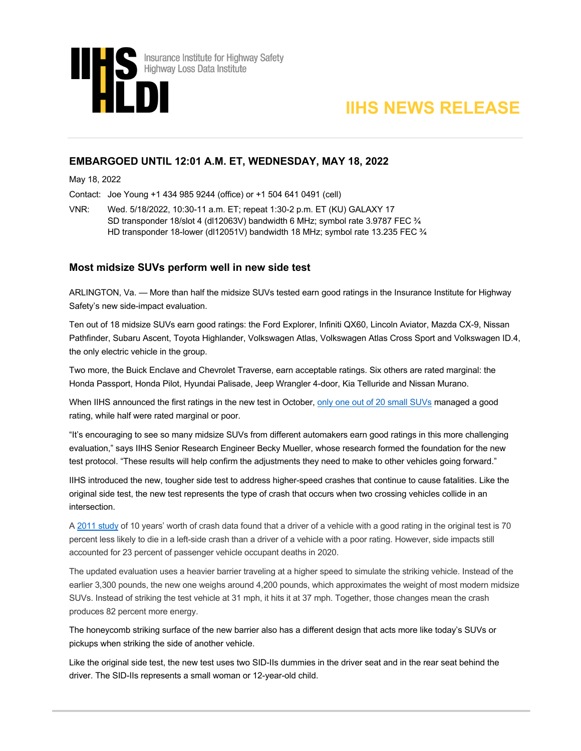Insurance Institute for Highway Safety
Highway Loss Data Institute

# IIHS NEWS RELEASE

## EMBARGOED UNTIL 12:01 A.M. ET, WEDNESDAY, MAY 18, 2022

May 18, 2022

Contact: Joe Young +1 434 985 9244 (office) or +1 504 641 0491 (cell)

VNR: Wed. 5/18/2022, 10:30-11 a.m. ET; repeat 1:30-2 p.m. ET (KU) GALAXY 17
SD transponder 18/slot 4 (dl12063V) bandwidth 6 MHz; symbol rate 3.9787 FEC ¾
HD transponder 18-lower (dl12051V) bandwidth 18 MHz; symbol rate 13.235 FEC ¾

### Most midsize SUVs perform well in new side test

ARLINGTON, Va. — More than half the midsize SUVs tested earn good ratings in the Insurance Institute for Highway Safety's new side-impact evaluation.

Ten out of 18 midsize SUVs earn good ratings: the Ford Explorer, Infiniti QX60, Lincoln Aviator, Mazda CX-9, Nissan Pathfinder, Subaru Ascent, Toyota Highlander, Volkswagen Atlas, Volkswagen Atlas Cross Sport and Volkswagen ID.4, the only electric vehicle in the group.

Two more, the Buick Enclave and Chevrolet Traverse, earn acceptable ratings. Six others are rated marginal: the Honda Passport, Honda Pilot, Hyundai Palisade, Jeep Wrangler 4-door, Kia Telluride and Nissan Murano.

When IIHS announced the first ratings in the new test in October, only one out of 20 small SUVs managed a good rating, while half were rated marginal or poor.

"It's encouraging to see so many midsize SUVs from different automakers earn good ratings in this more challenging evaluation," says IIHS Senior Research Engineer Becky Mueller, whose research formed the foundation for the new test protocol. "These results will help confirm the adjustments they need to make to other vehicles going forward."

IIHS introduced the new, tougher side test to address higher-speed crashes that continue to cause fatalities. Like the original side test, the new test represents the type of crash that occurs when two crossing vehicles collide in an intersection.

A 2011 study of 10 years' worth of crash data found that a driver of a vehicle with a good rating in the original test is 70 percent less likely to die in a left-side crash than a driver of a vehicle with a poor rating. However, side impacts still accounted for 23 percent of passenger vehicle occupant deaths in 2020.

The updated evaluation uses a heavier barrier traveling at a higher speed to simulate the striking vehicle. Instead of the earlier 3,300 pounds, the new one weighs around 4,200 pounds, which approximates the weight of most modern midsize SUVs. Instead of striking the test vehicle at 31 mph, it hits it at 37 mph. Together, those changes mean the crash produces 82 percent more energy.

The honeycomb striking surface of the new barrier also has a different design that acts more like today's SUVs or pickups when striking the side of another vehicle.

Like the original side test, the new test uses two SID-IIs dummies in the driver seat and in the rear seat behind the driver. The SID-IIs represents a small woman or 12-year-old child.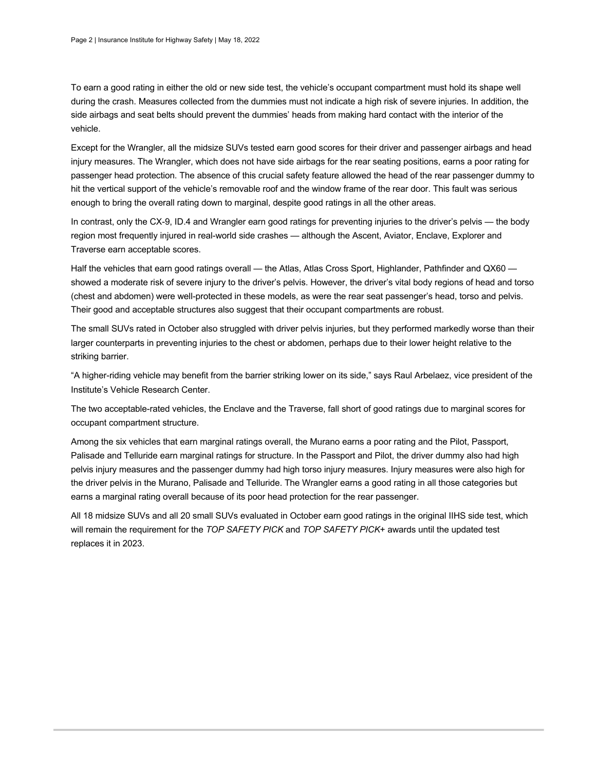To earn a good rating in either the old or new side test, the vehicle's occupant compartment must hold its shape well during the crash. Measures collected from the dummies must not indicate a high risk of severe injuries. In addition, the side airbags and seat belts should prevent the dummies' heads from making hard contact with the interior of the vehicle.

Except for the Wrangler, all the midsize SUVs tested earn good scores for their driver and passenger airbags and head injury measures. The Wrangler, which does not have side airbags for the rear seating positions, earns a poor rating for passenger head protection. The absence of this crucial safety feature allowed the head of the rear passenger dummy to hit the vertical support of the vehicle's removable roof and the window frame of the rear door. This fault was serious enough to bring the overall rating down to marginal, despite good ratings in all the other areas.

In contrast, only the CX-9, ID.4 and Wrangler earn good ratings for preventing injuries to the driver's pelvis — the body region most frequently injured in real-world side crashes — although the Ascent, Aviator, Enclave, Explorer and Traverse earn acceptable scores.

Half the vehicles that earn good ratings overall — the Atlas, Atlas Cross Sport, Highlander, Pathfinder and QX60 — showed a moderate risk of severe injury to the driver's pelvis. However, the driver's vital body regions of head and torso (chest and abdomen) were well-protected in these models, as were the rear seat passenger's head, torso and pelvis. Their good and acceptable structures also suggest that their occupant compartments are robust.

The small SUVs rated in October also struggled with driver pelvis injuries, but they performed markedly worse than their larger counterparts in preventing injuries to the chest or abdomen, perhaps due to their lower height relative to the striking barrier.

"A higher-riding vehicle may benefit from the barrier striking lower on its side," says Raul Arbelaez, vice president of the Institute's Vehicle Research Center.

The two acceptable-rated vehicles, the Enclave and the Traverse, fall short of good ratings due to marginal scores for occupant compartment structure.

Among the six vehicles that earn marginal ratings overall, the Murano earns a poor rating and the Pilot, Passport, Palisade and Telluride earn marginal ratings for structure. In the Passport and Pilot, the driver dummy also had high pelvis injury measures and the passenger dummy had high torso injury measures. Injury measures were also high for the driver pelvis in the Murano, Palisade and Telluride. The Wrangler earns a good rating in all those categories but earns a marginal rating overall because of its poor head protection for the rear passenger.

All 18 midsize SUVs and all 20 small SUVs evaluated in October earn good ratings in the original IIHS side test, which will remain the requirement for the *TOP SAFETY PICK* and *TOP SAFETY PICK*+ awards until the updated test replaces it in 2023.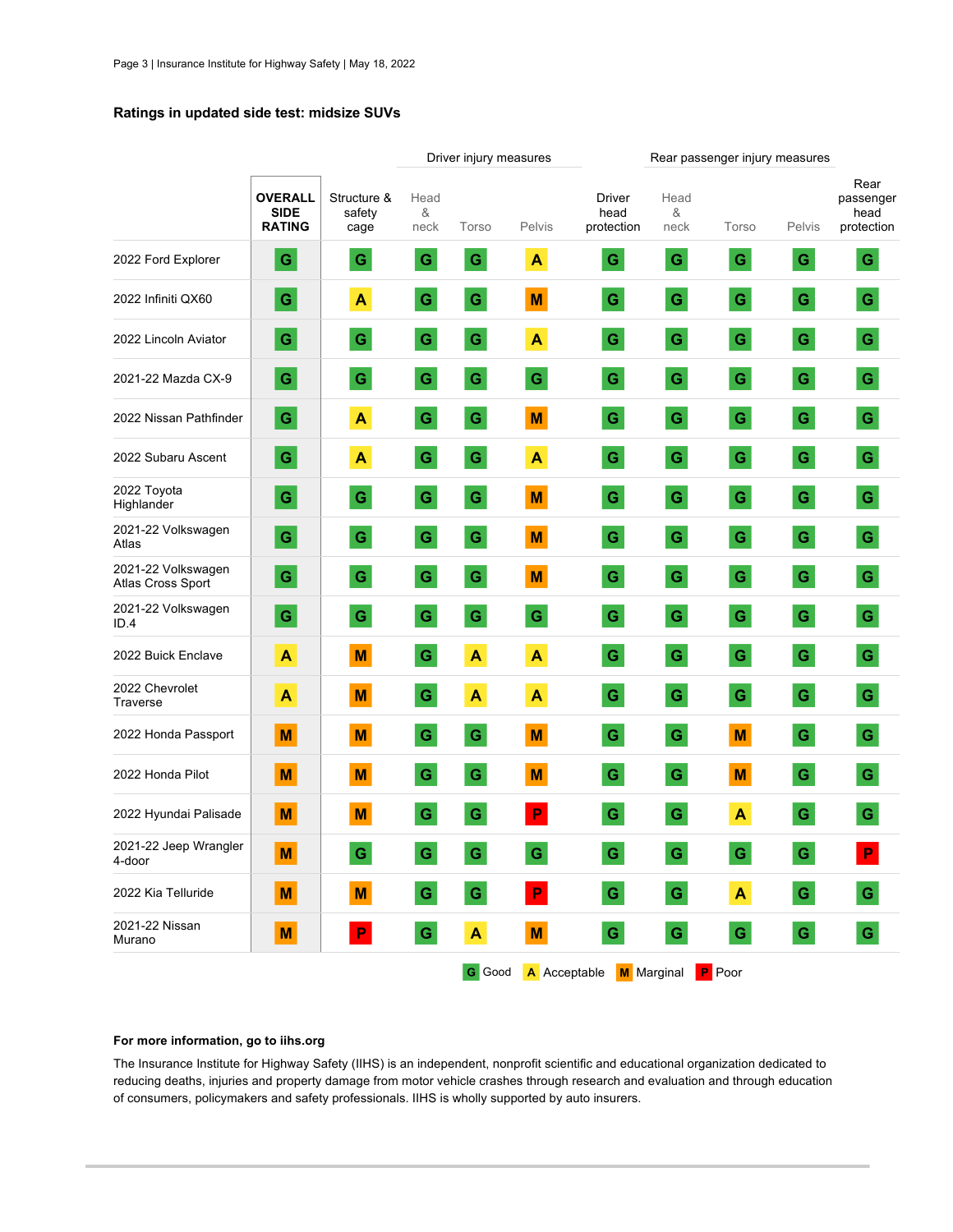**Ratings in updated side test: midsize SUVs**

| | | | Driver injury measures | | | | Rear passenger injury measures | | | |
|---|---|---|---|---|---|---|---|---|---|---|
| | OVERALL SIDE RATING | Structure & safety cage | Head & neck | Torso | Pelvis | Driver head protection | Head & neck | Torso | Pelvis | Rear passenger head protection |
| 2022 Ford Explorer | G | G | G | G | A | G | G | G | G | G |
| 2022 Infiniti QX60 | G | A | G | G | M | G | G | G | G | G |
| 2022 Lincoln Aviator | G | G | G | G | A | G | G | G | G | G |
| 2021-22 Mazda CX-9 | G | G | G | G | G | G | G | G | G | G |
| 2022 Nissan Pathfinder | G | A | G | G | M | G | G | G | G | G |
| 2022 Subaru Ascent | G | A | G | G | A | G | G | G | G | G |
| 2022 Toyota Highlander | G | G | G | G | M | G | G | G | G | G |
| 2021-22 Volkswagen Atlas | G | G | G | G | M | G | G | G | G | G |
| 2021-22 Volkswagen Atlas Cross Sport | G | G | G | G | M | G | G | G | G | G |
| 2021-22 Volkswagen ID.4 | G | G | G | G | G | G | G | G | G | G |
| 2022 Buick Enclave | A | M | G | A | A | G | G | G | G | G |
| 2022 Chevrolet Traverse | A | M | G | A | A | G | G | G | G | G |
| 2022 Honda Passport | M | M | G | G | M | G | G | M | G | G |
| 2022 Honda Pilot | M | M | G | G | M | G | G | M | G | G |
| 2022 Hyundai Palisade | M | M | G | G | P | G | G | A | G | G |
| 2021-22 Jeep Wrangler 4-door | M | G | G | G | G | G | G | G | G | P |
| 2022 Kia Telluride | M | M | G | G | P | G | G | A | G | G |
| 2021-22 Nissan Murano | M | P | G | A | M | G | G | G | G | G |

G Good A Acceptable M Marginal P Poor

**For more information, go to iihs.org**

The Insurance Institute for Highway Safety (IIHS) is an independent, nonprofit scientific and educational organization dedicated to reducing deaths, injuries and property damage from motor vehicle crashes through research and evaluation and through education of consumers, policymakers and safety professionals. IIHS is wholly supported by auto insurers.